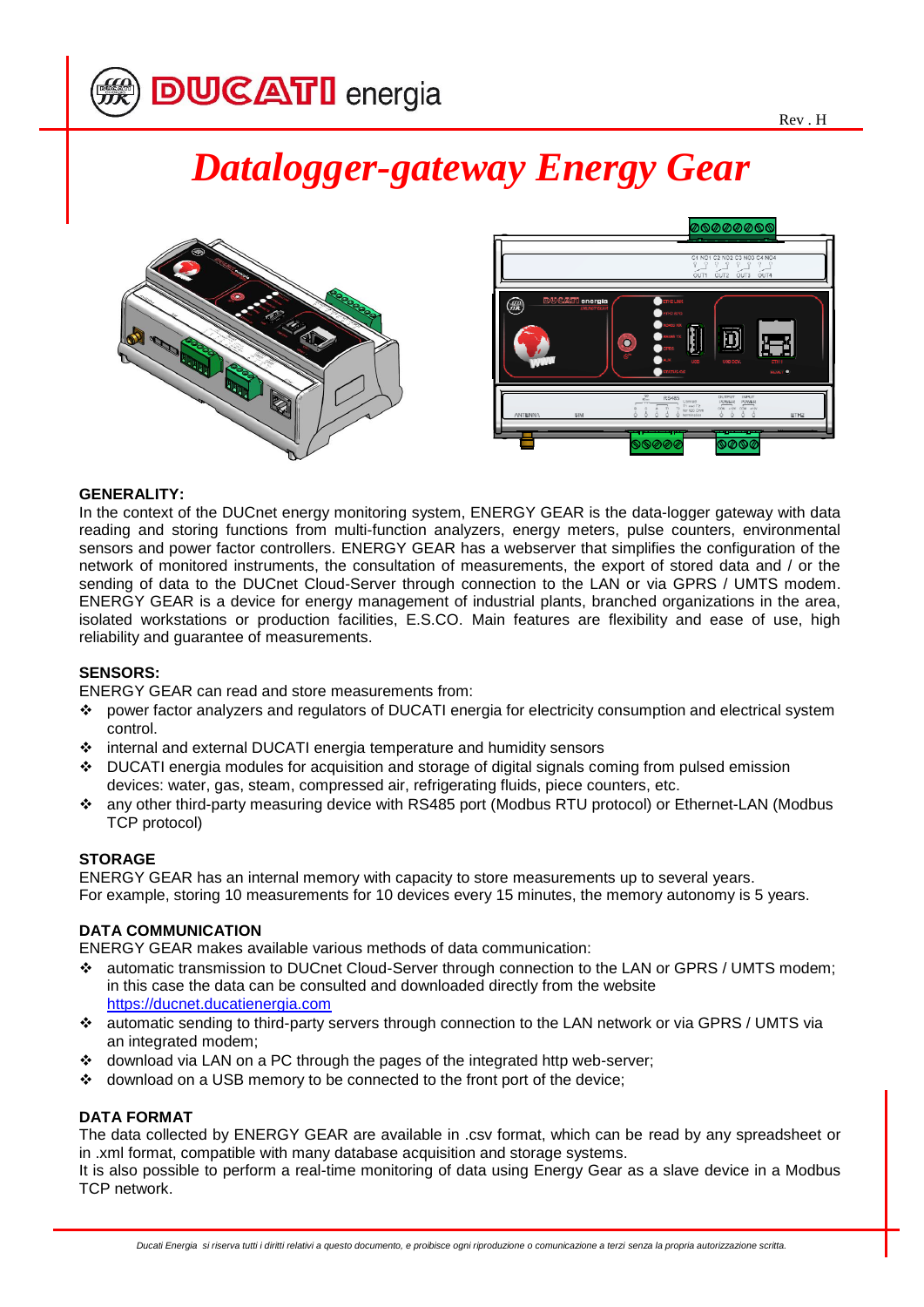# Datalogger-gateway Energy Gear

**GENERALITY:**

In the context of the DUCnet energy monitoring system, ENERGY GEAR is the data-logger gateway with data reading and storing functions from multi-function analyzers, energy meters, pulse counters, environmental sensors and power factor controllers. ENERGY GEAR has a webserver that simplifies the configuration of the network of monitored instruments, the consultation of measurements, the export of stored data and / or the sending of data to the DUCnet Cloud-Server through connection to the LAN or via GPRS / UMTS modem. ENERGY GEAR is a device for energy management of industrial plants, branched organizations in the area, isolated workstations or production facilities, E.S.CO. Main features are flexibility and ease of use, high reliability and guarantee of measurements.

**SENSORS:**

ENERGY GEAR can read and store measurements from:

- power factor analyzers and regulators of DUCATI energia for electricity consumption and electrical system control.
- internal and external DUCATI energia temperature and humidity sensors
- DUCATI energia modules for acquisition and storage of digital signals coming from pulsed emission devices: water, gas, steam, compressed air, refrigerating fluids, piece counters, etc.
- any other third-party measuring device with RS485 port (Modbus RTU protocol) or Ethernet-LAN (Modbus TCP protocol)

**STORAGE**

ENERGY GEAR has an internal memory with capacity to store measurements up to several years.
For example, storing 10 measurements for 10 devices every 15 minutes, the memory autonomy is 5 years.

**DATA COMMUNICATION**

ENERGY GEAR makes available various methods of data communication:

- automatic transmission to DUCnet Cloud-Server through connection to the LAN or GPRS / UMTS modem; in this case the data can be consulted and downloaded directly from the website https://ducnet.ducatienergia.com
- automatic sending to third-party servers through connection to the LAN network or via GPRS / UMTS via an integrated modem;
- download via LAN on a PC through the pages of the integrated http web-server;
- download on a USB memory to be connected to the front port of the device;

**DATA FORMAT**

The data collected by ENERGY GEAR are available in .csv format, which can be read by any spreadsheet or in .xml format, compatible with many database acquisition and storage systems.
It is also possible to perform a real-time monitoring of data using Energy Gear as a slave device in a Modbus TCP network.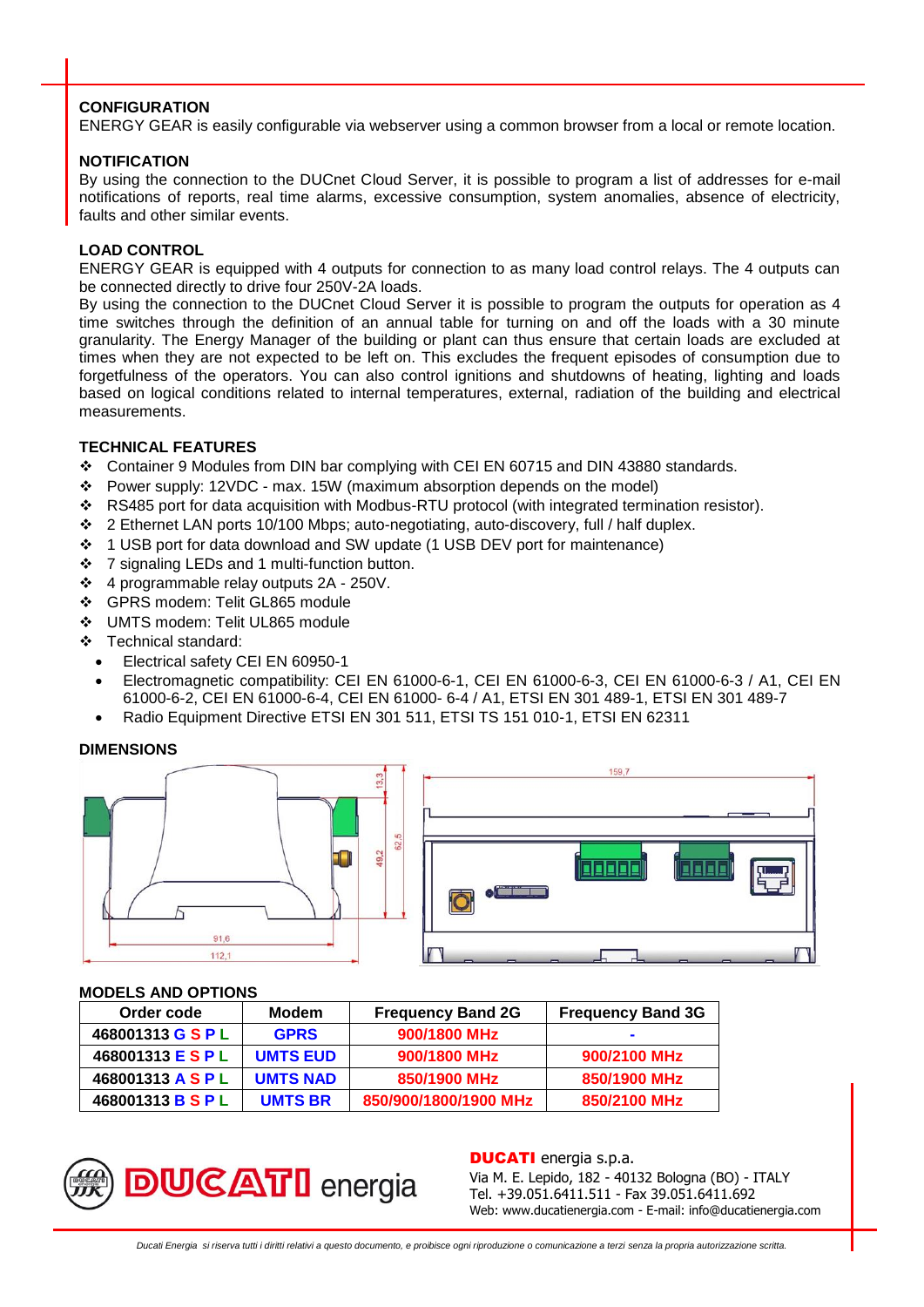## CONFIGURATION

ENERGY GEAR is easily configurable via webserver using a common browser from a local or remote location.

## NOTIFICATION

By using the connection to the DUCnet Cloud Server, it is possible to program a list of addresses for e-mail notifications of reports, real time alarms, excessive consumption, system anomalies, absence of electricity, faults and other similar events.

## LOAD CONTROL

ENERGY GEAR is equipped with 4 outputs for connection to as many load control relays. The 4 outputs can be connected directly to drive four 250V-2A loads.

By using the connection to the DUCnet Cloud Server it is possible to program the outputs for operation as 4 time switches through the definition of an annual table for turning on and off the loads with a 30 minute granularity. The Energy Manager of the building or plant can thus ensure that certain loads are excluded at times when they are not expected to be left on. This excludes the frequent episodes of consumption due to forgetfulness of the operators. You can also control ignitions and shutdowns of heating, lighting and loads based on logical conditions related to internal temperatures, external, radiation of the building and electrical measurements.

## TECHNICAL FEATURES

- Container 9 Modules from DIN bar complying with CEI EN 60715 and DIN 43880 standards.
- Power supply: 12VDC - max. 15W (maximum absorption depends on the model)
- RS485 port for data acquisition with Modbus-RTU protocol (with integrated termination resistor).
- 2 Ethernet LAN ports 10/100 Mbps; auto-negotiating, auto-discovery, full / half duplex.
- 1 USB port for data download and SW update (1 USB DEV port for maintenance)
- 7 signaling LEDs and 1 multi-function button.
- 4 programmable relay outputs 2A - 250V.
- GPRS modem: Telit GL865 module
- UMTS modem: Telit UL865 module
- Technical standard:
  - Electrical safety CEI EN 60950-1
  - Electromagnetic compatibility: CEI EN 61000-6-1, CEI EN 61000-6-3, CEI EN 61000-6-3 / A1, CEI EN 61000-6-2, CEI EN 61000-6-4, CEI EN 61000- 6-4 / A1, ETSI EN 301 489-1, ETSI EN 301 489-7
  - Radio Equipment Directive ETSI EN 301 511, ETSI TS 151 010-1, ETSI EN 62311

## DIMENSIONS

13,3
62,5
49,2
91,6
112,1
159,7

## MODELS AND OPTIONS

| Order code | Modem | Frequency Band 2G | Frequency Band 3G |
|---|---|---|---|
| 468001313 G S P L | GPRS | 900/1800 MHz | - |
| 468001313 E S P L | UMTS EUD | 900/1800 MHz | 900/2100 MHz |
| 468001313 A S P L | UMTS NAD | 850/1900 MHz | 850/1900 MHz |
| 468001313 B S P L | UMTS BR | 850/900/1800/1900 MHz | 850/2100 MHz |

**DUCATI** energia s.p.a.
Via M. E. Lepido, 182 - 40132 Bologna (BO) - ITALY
Tel. +39.051.6411.511 - Fax 39.051.6411.692
Web: www.ducatienergia.com - E-mail: info@ducatienergia.com

*Ducati Energia si riserva tutti i diritti relativi a questo documento, e proibisce ogni riproduzione o comunicazione a terzi senza la propria autorizzazione scritta.*